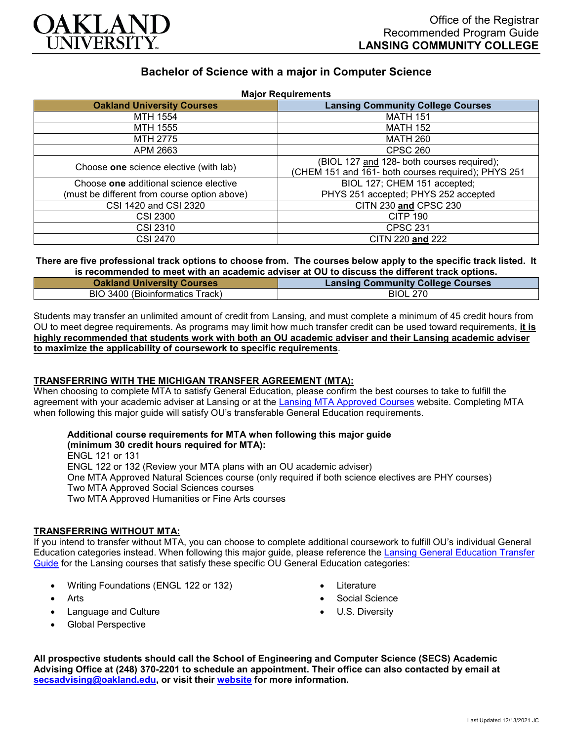Office of the Registrar
Recommended Program Guide
**LANSING COMMUNITY COLLEGE**

# Bachelor of Science with a major in Computer Science

**Major Requirements**

| Oakland University Courses | Lansing Community College Courses |
|---|---|
| MTH 1554 | MATH 151 |
| MTH 1555 | MATH 152 |
| MTH 2775 | MATH 260 |
| APM 2663 | CPSC 260 |
| Choose **one** science elective (with lab) | (BIOL 127 and 128- both courses required); (CHEM 151 and 161- both courses required); PHYS 251 |
| Choose **one** additional science elective (must be different from course option above) | BIOL 127; CHEM 151 accepted; PHYS 251 accepted; PHYS 252 accepted |
| CSI 1420 and CSI 2320 | CITN 230 **and** CPSC 230 |
| CSI 2300 | CITP 190 |
| CSI 2310 | CPSC 231 |
| CSI 2470 | CITN 220 **and** 222 |

**There are five professional track options to choose from. The courses below apply to the specific track listed. It is recommended to meet with an academic adviser at OU to discuss the different track options.**

| Oakland University Courses | Lansing Community College Courses |
|---|---|
| BIO 3400 (Bioinformatics Track) | BIOL 270 |

Students may transfer an unlimited amount of credit from Lansing, and must complete a minimum of 45 credit hours from OU to meet degree requirements. As programs may limit how much transfer credit can be used toward requirements, **it is highly recommended that students work with both an OU academic adviser and their Lansing academic adviser to maximize the applicability of coursework to specific requirements**.

## TRANSFERRING WITH THE MICHIGAN TRANSFER AGREEMENT (MTA):

When choosing to complete MTA to satisfy General Education, please confirm the best courses to take to fulfill the agreement with your academic adviser at Lansing or at the Lansing MTA Approved Courses website. Completing MTA when following this major guide will satisfy OU's transferable General Education requirements.

**Additional course requirements for MTA when following this major guide (minimum 30 credit hours required for MTA):**
ENGL 121 or 131
ENGL 122 or 132 (Review your MTA plans with an OU academic adviser)
One MTA Approved Natural Sciences course (only required if both science electives are PHY courses)
Two MTA Approved Social Sciences courses
Two MTA Approved Humanities or Fine Arts courses

## TRANSFERRING WITHOUT MTA:

If you intend to transfer without MTA, you can choose to complete additional coursework to fulfill OU's individual General Education categories instead. When following this major guide, please reference the Lansing General Education Transfer Guide for the Lansing courses that satisfy these specific OU General Education categories:

- Writing Foundations (ENGL 122 or 132)
- Arts
- Language and Culture
- Global Perspective
- Literature
- Social Science
- U.S. Diversity

**All prospective students should call the School of Engineering and Computer Science (SECS) Academic Advising Office at (248) 370-2201 to schedule an appointment. Their office can also contacted by email at secsadvising@oakland.edu, or visit their website for more information.**

Last Updated 12/13/2021 JC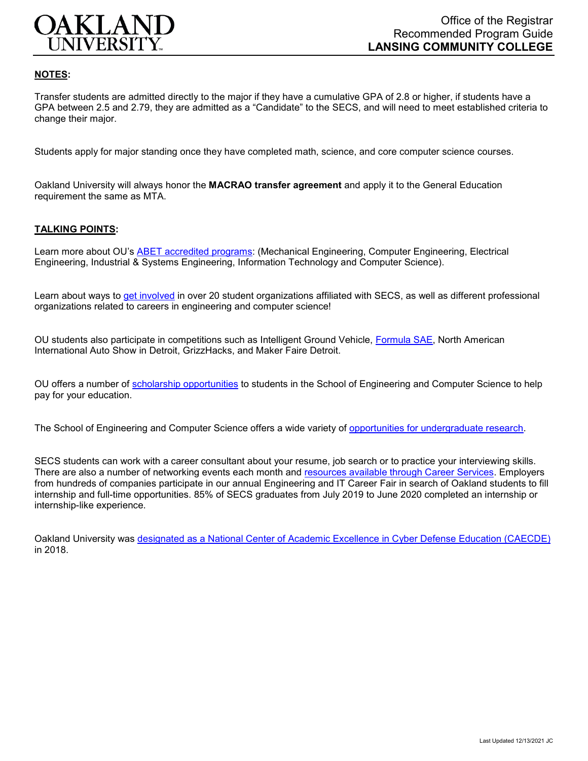**NOTES:**

Transfer students are admitted directly to the major if they have a cumulative GPA of 2.8 or higher, if students have a GPA between 2.5 and 2.79, they are admitted as a "Candidate" to the SECS, and will need to meet established criteria to change their major.

Students apply for major standing once they have completed math, science, and core computer science courses.

Oakland University will always honor the **MACRAO transfer agreement** and apply it to the General Education requirement the same as MTA.

**TALKING POINTS:**

Learn more about OU's ABET accredited programs: (Mechanical Engineering, Computer Engineering, Electrical Engineering, Industrial & Systems Engineering, Information Technology and Computer Science).

Learn about ways to get involved in over 20 student organizations affiliated with SECS, as well as different professional organizations related to careers in engineering and computer science!

OU students also participate in competitions such as Intelligent Ground Vehicle, Formula SAE, North American International Auto Show in Detroit, GrizzHacks, and Maker Faire Detroit.

OU offers a number of scholarship opportunities to students in the School of Engineering and Computer Science to help pay for your education.

The School of Engineering and Computer Science offers a wide variety of opportunities for undergraduate research.

SECS students can work with a career consultant about your resume, job search or to practice your interviewing skills. There are also a number of networking events each month and resources available through Career Services. Employers from hundreds of companies participate in our annual Engineering and IT Career Fair in search of Oakland students to fill internship and full-time opportunities. 85% of SECS graduates from July 2019 to June 2020 completed an internship or internship-like experience.

Oakland University was designated as a National Center of Academic Excellence in Cyber Defense Education (CAECDE) in 2018.

Last Updated 12/13/2021 JC